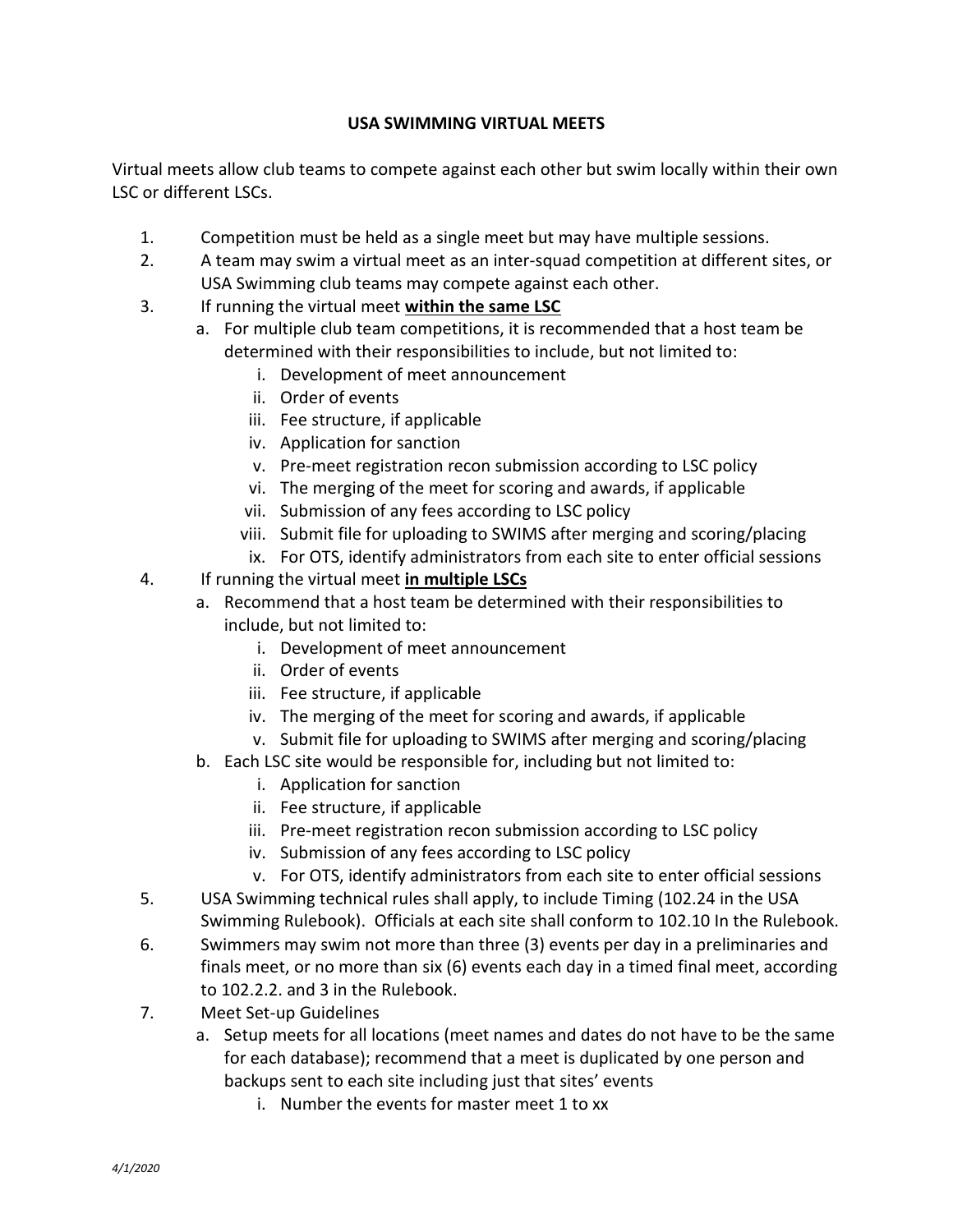**USA SWIMMING VIRTUAL MEETS**

Virtual meets allow club teams to compete against each other but swim locally within their own LSC or different LSCs.

1. Competition must be held as a single meet but may have multiple sessions.
2. A team may swim a virtual meet as an inter-squad competition at different sites, or USA Swimming club teams may compete against each other.
3. If running the virtual meet **<u>within the same LSC</u>**
   a. For multiple club team competitions, it is recommended that a host team be determined with their responsibilities to include, but not limited to:
      i. Development of meet announcement
      ii. Order of events
      iii. Fee structure, if applicable
      iv. Application for sanction
      v. Pre-meet registration recon submission according to LSC policy
      vi. The merging of the meet for scoring and awards, if applicable
      vii. Submission of any fees according to LSC policy
      viii. Submit file for uploading to SWIMS after merging and scoring/placing
      ix. For OTS, identify administrators from each site to enter official sessions
4. If running the virtual meet **<u>in multiple LSCs</u>**
   a. Recommend that a host team be determined with their responsibilities to include, but not limited to:
      i. Development of meet announcement
      ii. Order of events
      iii. Fee structure, if applicable
      iv. The merging of the meet for scoring and awards, if applicable
      v. Submit file for uploading to SWIMS after merging and scoring/placing
   b. Each LSC site would be responsible for, including but not limited to:
      i. Application for sanction
      ii. Fee structure, if applicable
      iii. Pre-meet registration recon submission according to LSC policy
      iv. Submission of any fees according to LSC policy
      v. For OTS, identify administrators from each site to enter official sessions
5. USA Swimming technical rules shall apply, to include Timing (102.24 in the USA Swimming Rulebook). Officials at each site shall conform to 102.10 In the Rulebook.
6. Swimmers may swim not more than three (3) events per day in a preliminaries and finals meet, or no more than six (6) events each day in a timed final meet, according to 102.2.2. and 3 in the Rulebook.
7. Meet Set-up Guidelines
   a. Setup meets for all locations (meet names and dates do not have to be the same for each database); recommend that a meet is duplicated by one person and backups sent to each site including just that sites' events
      i. Number the events for master meet 1 to xx

*4/1/2020*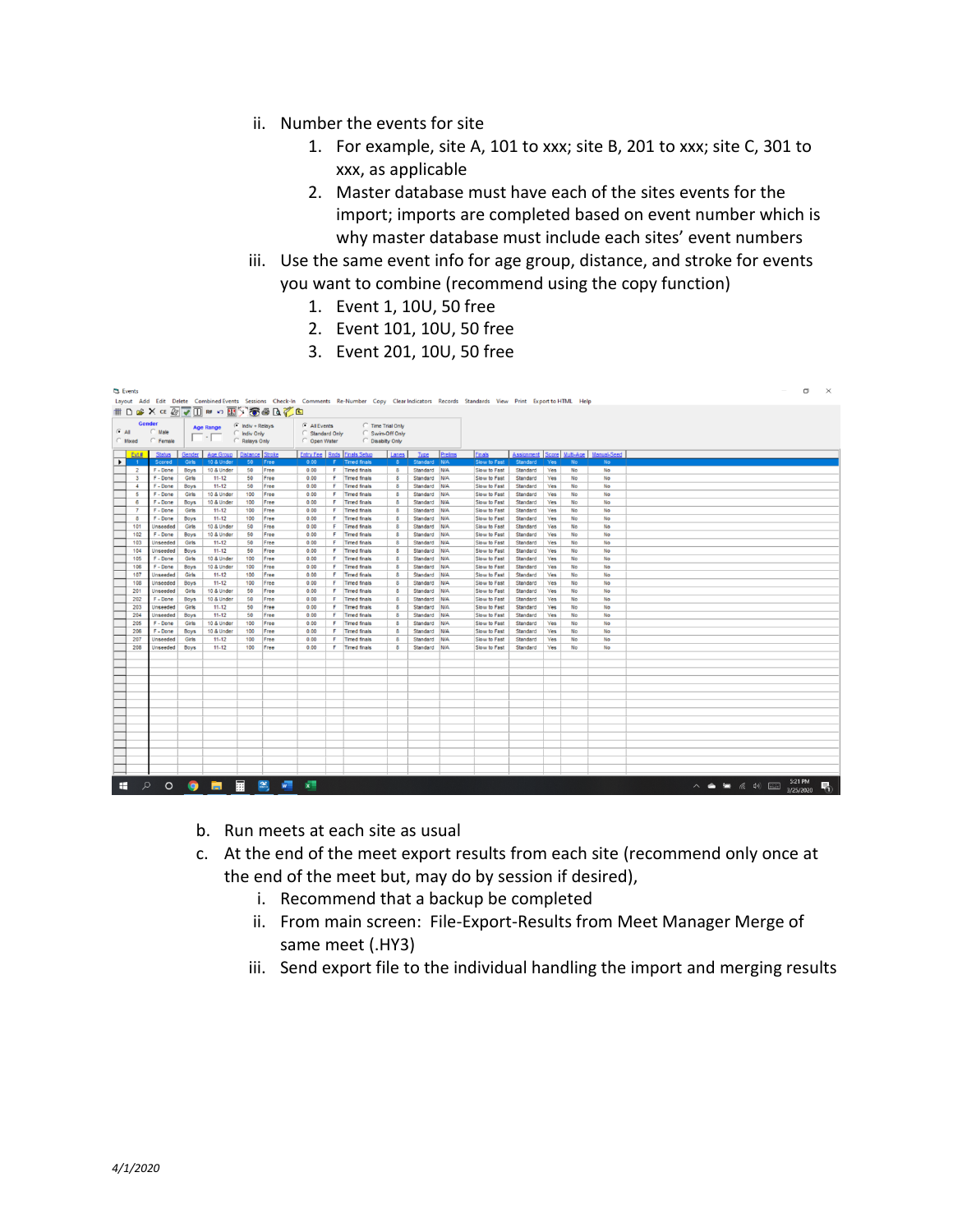ii. Number the events for site
   1. For example, site A, 101 to xxx; site B, 201 to xxx; site C, 301 to xxx, as applicable
   2. Master database must have each of the sites events for the import; imports are completed based on event number which is why master database must include each sites' event numbers

iii. Use the same event info for age group, distance, and stroke for events you want to combine (recommend using the copy function)
   1. Event 1, 10U, 50 free
   2. Event 101, 10U, 50 free
   3. Event 201, 10U, 50 free

| Evt # | Status | Gender | Age Group | Distance | Stroke | Entry Fee | Rnds | Finals Setup | Lanes | Type | Prelims | Finals | Assignment | Score | Multi-Age | Manual-Seed |
|---|---|---|---|---|---|---|---|---|---|---|---|---|---|---|---|---|
| 1 | Scored | Girls | 10 & Under | 50 | Free | 0.00 | F | Timed finals | 8 | Standard | N/A | Slow to Fast | Standard | Yes | No | No |
| 2 | F - Done | Boys | 10 & Under | 50 | Free | 0.00 | F | Timed finals | 8 | Standard | N/A | Slow to Fast | Standard | Yes | No | No |
| 3 | F - Done | Girls | 11-12 | 50 | Free | 0.00 | F | Timed finals | 8 | Standard | N/A | Slow to Fast | Standard | Yes | No | No |
| 4 | F - Done | Boys | 11-12 | 50 | Free | 0.00 | F | Timed finals | 8 | Standard | N/A | Slow to Fast | Standard | Yes | No | No |
| 5 | F - Done | Girls | 10 & Under | 100 | Free | 0.00 | F | Timed finals | 8 | Standard | N/A | Slow to Fast | Standard | Yes | No | No |
| 6 | F - Done | Boys | 10 & Under | 100 | Free | 0.00 | F | Timed finals | 8 | Standard | N/A | Slow to Fast | Standard | Yes | No | No |
| 7 | F - Done | Girls | 11-12 | 100 | Free | 0.00 | F | Timed finals | 8 | Standard | N/A | Slow to Fast | Standard | Yes | No | No |
| 8 | F - Done | Boys | 11-12 | 100 | Free | 0.00 | F | Timed finals | 8 | Standard | N/A | Slow to Fast | Standard | Yes | No | No |
| 101 | Unseeded | Girls | 10 & Under | 50 | Free | 0.00 | F | Timed finals | 8 | Standard | N/A | Slow to Fast | Standard | Yes | No | No |
| 102 | F - Done | Boys | 10 & Under | 50 | Free | 0.00 | F | Timed finals | 8 | Standard | N/A | Slow to Fast | Standard | Yes | No | No |
| 103 | Unseeded | Girls | 11-12 | 50 | Free | 0.00 | F | Timed finals | 8 | Standard | N/A | Slow to Fast | Standard | Yes | No | No |
| 104 | Unseeded | Boys | 11-12 | 50 | Free | 0.00 | F | Timed finals | 8 | Standard | N/A | Slow to Fast | Standard | Yes | No | No |
| 105 | F - Done | Girls | 10 & Under | 100 | Free | 0.00 | F | Timed finals | 8 | Standard | N/A | Slow to Fast | Standard | Yes | No | No |
| 106 | F - Done | Boys | 10 & Under | 100 | Free | 0.00 | F | Timed finals | 8 | Standard | N/A | Slow to Fast | Standard | Yes | No | No |
| 107 | Unseeded | Girls | 11-12 | 100 | Free | 0.00 | F | Timed finals | 8 | Standard | N/A | Slow to Fast | Standard | Yes | No | No |
| 108 | Unseeded | Boys | 11-12 | 100 | Free | 0.00 | F | Timed finals | 8 | Standard | N/A | Slow to Fast | Standard | Yes | No | No |
| 201 | Unseeded | Girls | 10 & Under | 50 | Free | 0.00 | F | Timed finals | 8 | Standard | N/A | Slow to Fast | Standard | Yes | No | No |
| 202 | F - Done | Boys | 10 & Under | 50 | Free | 0.00 | F | Timed finals | 8 | Standard | N/A | Slow to Fast | Standard | Yes | No | No |
| 203 | Unseeded | Girls | 11-12 | 50 | Free | 0.00 | F | Timed finals | 8 | Standard | N/A | Slow to Fast | Standard | Yes | No | No |
| 204 | Unseeded | Boys | 11-12 | 50 | Free | 0.00 | F | Timed finals | 8 | Standard | N/A | Slow to Fast | Standard | Yes | No | No |
| 205 | F - Done | Girls | 10 & Under | 100 | Free | 0.00 | F | Timed finals | 8 | Standard | N/A | Slow to Fast | Standard | Yes | No | No |
| 206 | F - Done | Boys | 10 & Under | 100 | Free | 0.00 | F | Timed finals | 8 | Standard | N/A | Slow to Fast | Standard | Yes | No | No |
| 207 | Unseeded | Girls | 11-12 | 100 | Free | 0.00 | F | Timed finals | 8 | Standard | N/A | Slow to Fast | Standard | Yes | No | No |
| 208 | Unseeded | Boys | 11-12 | 100 | Free | 0.00 | F | Timed finals | 8 | Standard | N/A | Slow to Fast | Standard | Yes | No | No |

b. Run meets at each site as usual

c. At the end of the meet export results from each site (recommend only once at the end of the meet but, may do by session if desired),
   i. Recommend that a backup be completed
   ii. From main screen: File-Export-Results from Meet Manager Merge of same meet (.HY3)
   iii. Send export file to the individual handling the import and merging results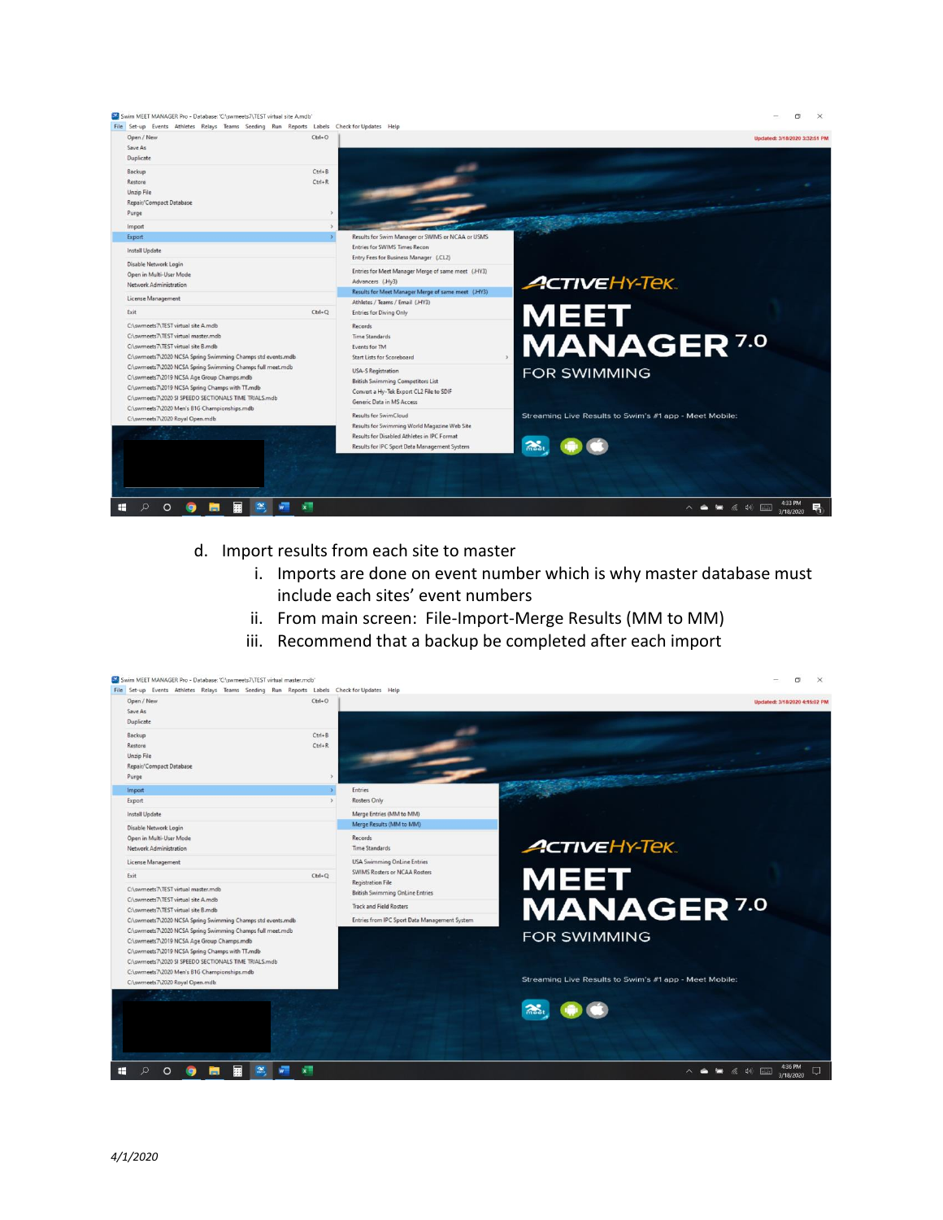d. Import results from each site to master

   i. Imports are done on event number which is why master database must include each sites' event numbers

   ii. From main screen: File-Import-Merge Results (MM to MM)

   iii. Recommend that a backup be completed after each import

*4/1/2020*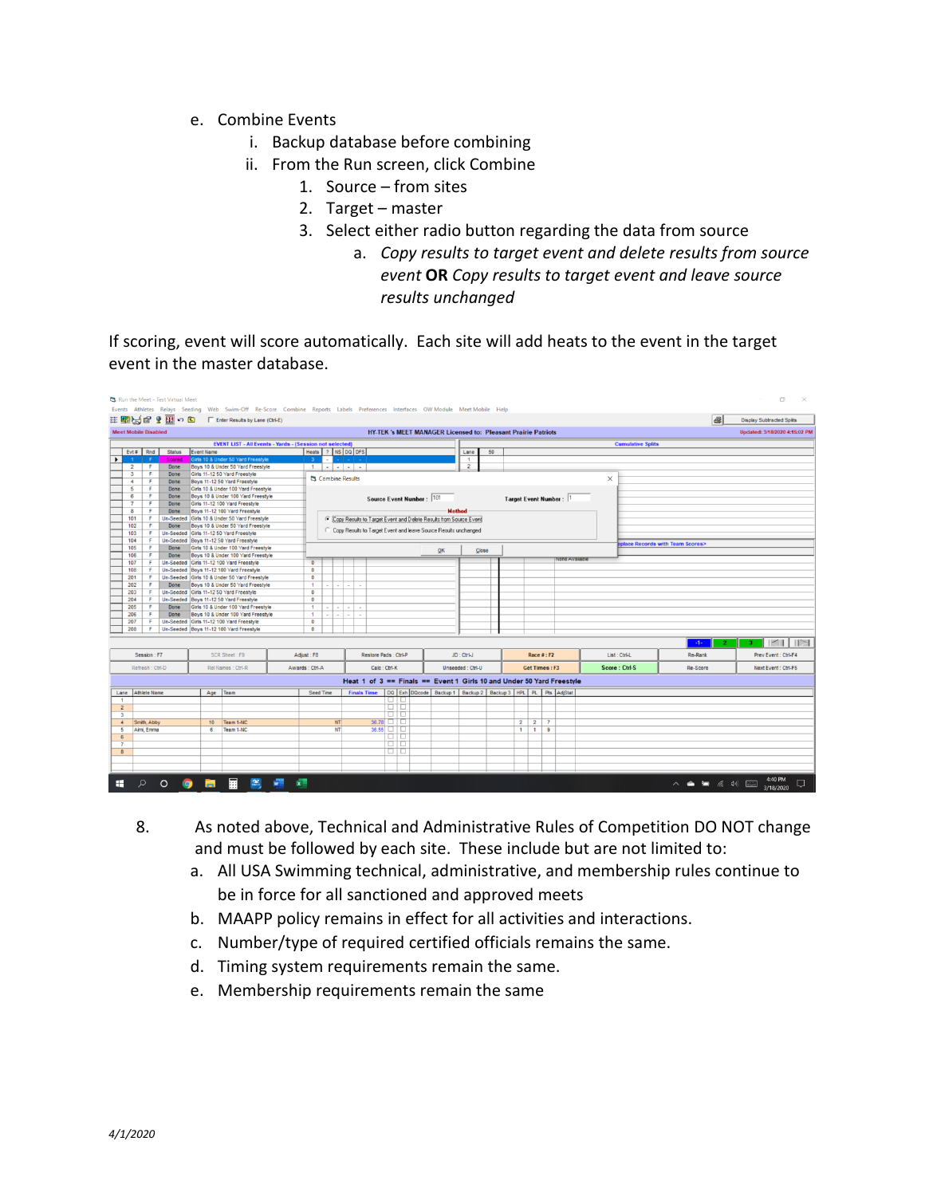e. Combine Events
   i. Backup database before combining
   ii. From the Run screen, click Combine
      1. Source – from sites
      2. Target – master
      3. Select either radio button regarding the data from source
         a. *Copy results to target event and delete results from source event* **OR** *Copy results to target event and leave source results unchanged*

If scoring, event will score automatically. Each site will add heats to the event in the target event in the master database.

8. As noted above, Technical and Administrative Rules of Competition DO NOT change and must be followed by each site. These include but are not limited to:
   a. All USA Swimming technical, administrative, and membership rules continue to be in force for all sanctioned and approved meets
   b. MAAPP policy remains in effect for all activities and interactions.
   c. Number/type of required certified officials remains the same.
   d. Timing system requirements remain the same.
   e. Membership requirements remain the same

*4/1/2020*